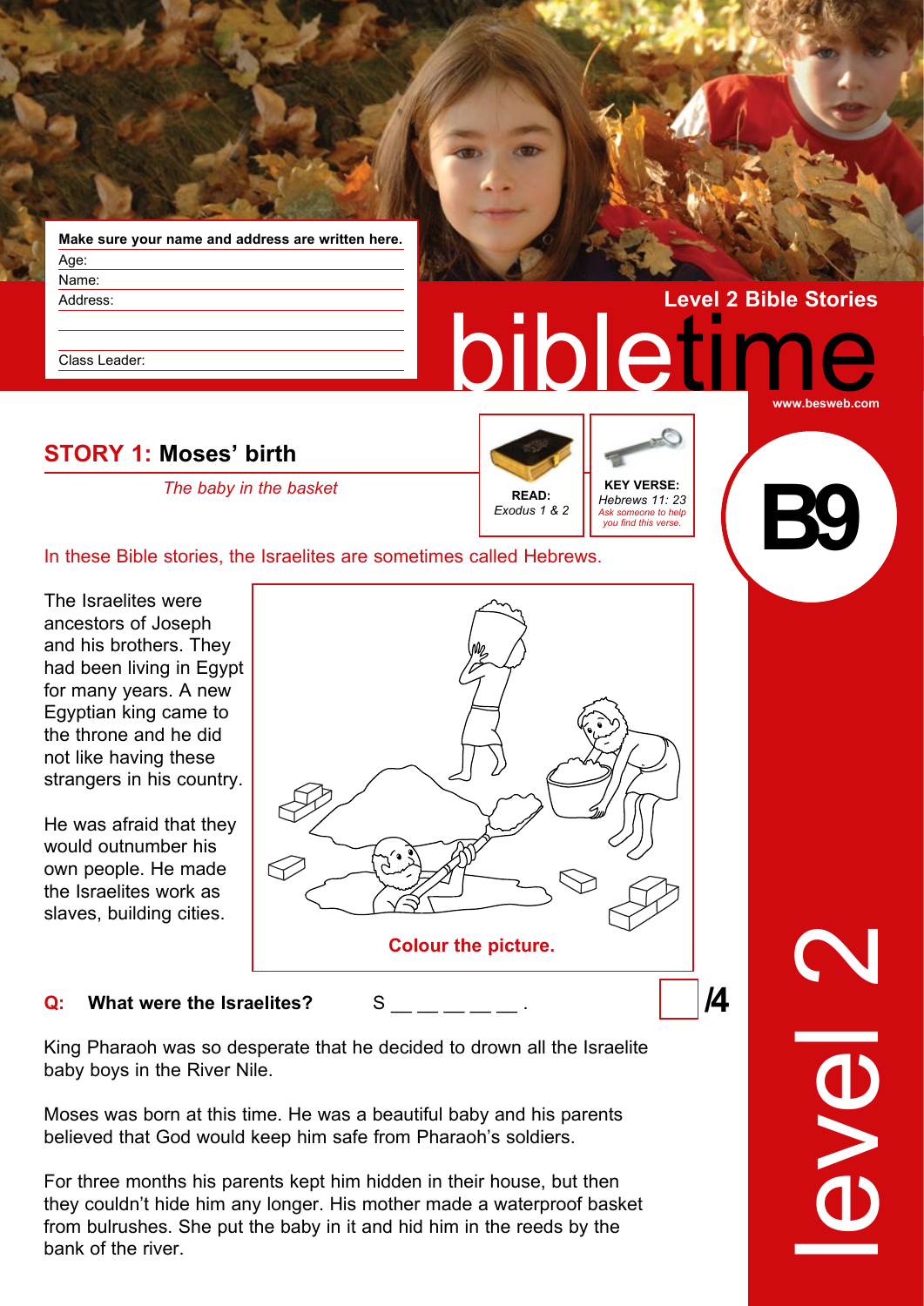**Make sure your name and address are written here.**

Age:

Name:

Address:

Class Leader:

Level 2 Bible Stories

# bibletime

www.besweb.com

**B9**

## STORY 1: Moses' birth

*The baby in the basket*

**READ:** *Exodus 1 & 2*

**KEY VERSE:** *Hebrews 11: 23*
*Ask someone to help you find this verse.*

In these Bible stories, the Israelites are sometimes called Hebrews.

The Israelites were ancestors of Joseph and his brothers. They had been living in Egypt for many years. A new Egyptian king came to the throne and he did not like having these strangers in his country.

He was afraid that they would outnumber his own people. He made the Israelites work as slaves, building cities.

**Colour the picture.**

**Q: What were the Israelites?** S _ _ _ _ _ _ . **/4**

King Pharaoh was so desperate that he decided to drown all the Israelite baby boys in the River Nile.

Moses was born at this time. He was a beautiful baby and his parents believed that God would keep him safe from Pharaoh's soldiers.

For three months his parents kept him hidden in their house, but then they couldn't hide him any longer. His mother made a waterproof basket from bulrushes. She put the baby in it and hid him in the reeds by the bank of the river.

level 2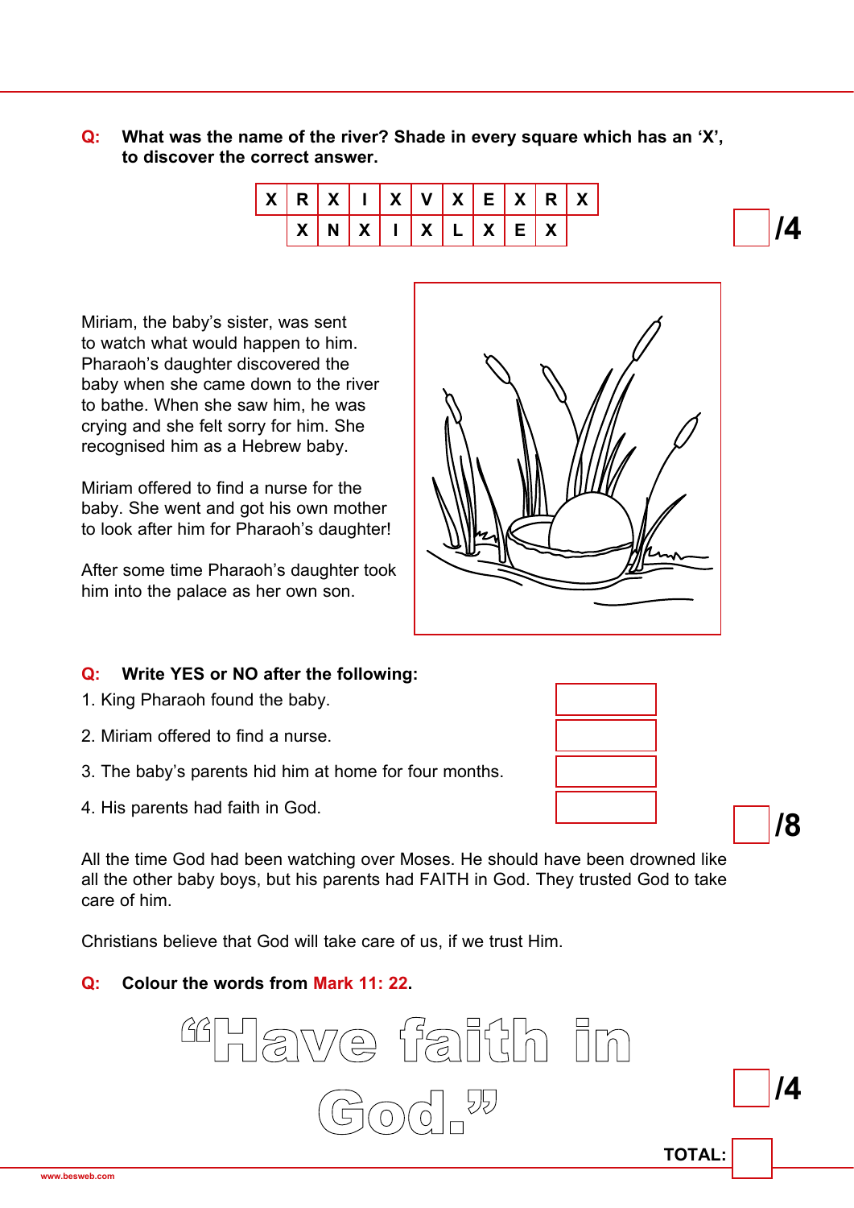**Q: What was the name of the river? Shade in every square which has an 'X', to discover the correct answer.**

| X | R | X | I | X | V | X | E | X | R | X |
|---|---|---|---|---|---|---|---|---|---|---|
| | X | N | X | I | X | L | X | E | X | |

/4

Miriam, the baby's sister, was sent to watch what would happen to him. Pharaoh's daughter discovered the baby when she came down to the river to bathe. When she saw him, he was crying and she felt sorry for him. She recognised him as a Hebrew baby.

Miriam offered to find a nurse for the baby. She went and got his own mother to look after him for Pharaoh's daughter!

After some time Pharaoh's daughter took him into the palace as her own son.

**Q: Write YES or NO after the following:**

1. King Pharaoh found the baby.
2. Miriam offered to find a nurse.
3. The baby's parents hid him at home for four months.
4. His parents had faith in God.

/8

All the time God had been watching over Moses. He should have been drowned like all the other baby boys, but his parents had FAITH in God. They trusted God to take care of him.

Christians believe that God will take care of us, if we trust Him.

**Q: Colour the words from Mark 11: 22.**

"Have faith in God."

/4

**TOTAL:**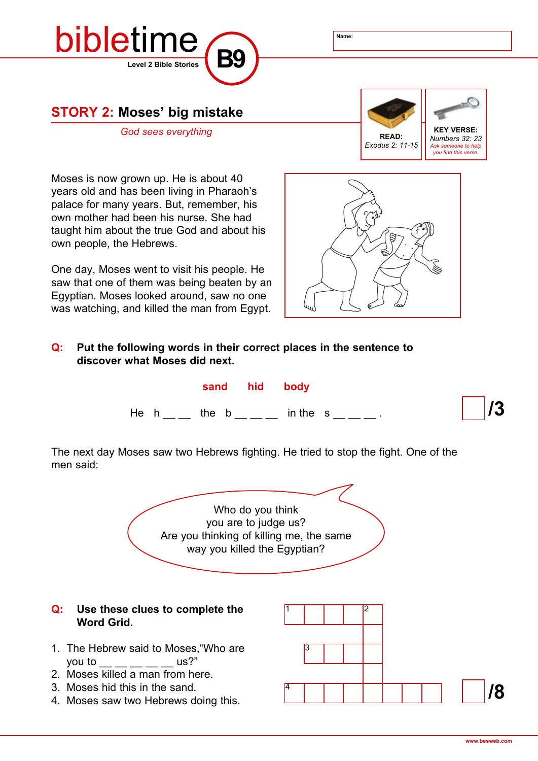# bibletime

Level 2 Bible Stories

**B9**

Name:

## STORY 2: Moses' big mistake

*God sees everything*

**READ:** *Exodus 2: 11-15*

**KEY VERSE:** *Numbers 32: 23*
*Ask someone to help you find this verse.*

Moses is now grown up. He is about 40 years old and has been living in Pharaoh's palace for many years. But, remember, his own mother had been his nurse. She had taught him about the true God and about his own people, the Hebrews.

One day, Moses went to visit his people. He saw that one of them was being beaten by an Egyptian. Moses looked around, saw no one was watching, and killed the man from Egypt.

**Q: Put the following words in their correct places in the sentence to discover what Moses did next.**

**sand** **hid** **body**

He h __ __ the b __ __ __ in the s __ __ __ .

/3

The next day Moses saw two Hebrews fighting. He tried to stop the fight. One of the men said:

> Who do you think you are to judge us? Are you thinking of killing me, the same way you killed the Egyptian?

**Q: Use these clues to complete the Word Grid.**

1. The Hebrew said to Moses,"Who are you to __ __ __ __ __ us?"
2. Moses killed a man from here.
3. Moses hid this in the sand.
4. Moses saw two Hebrews doing this.

/8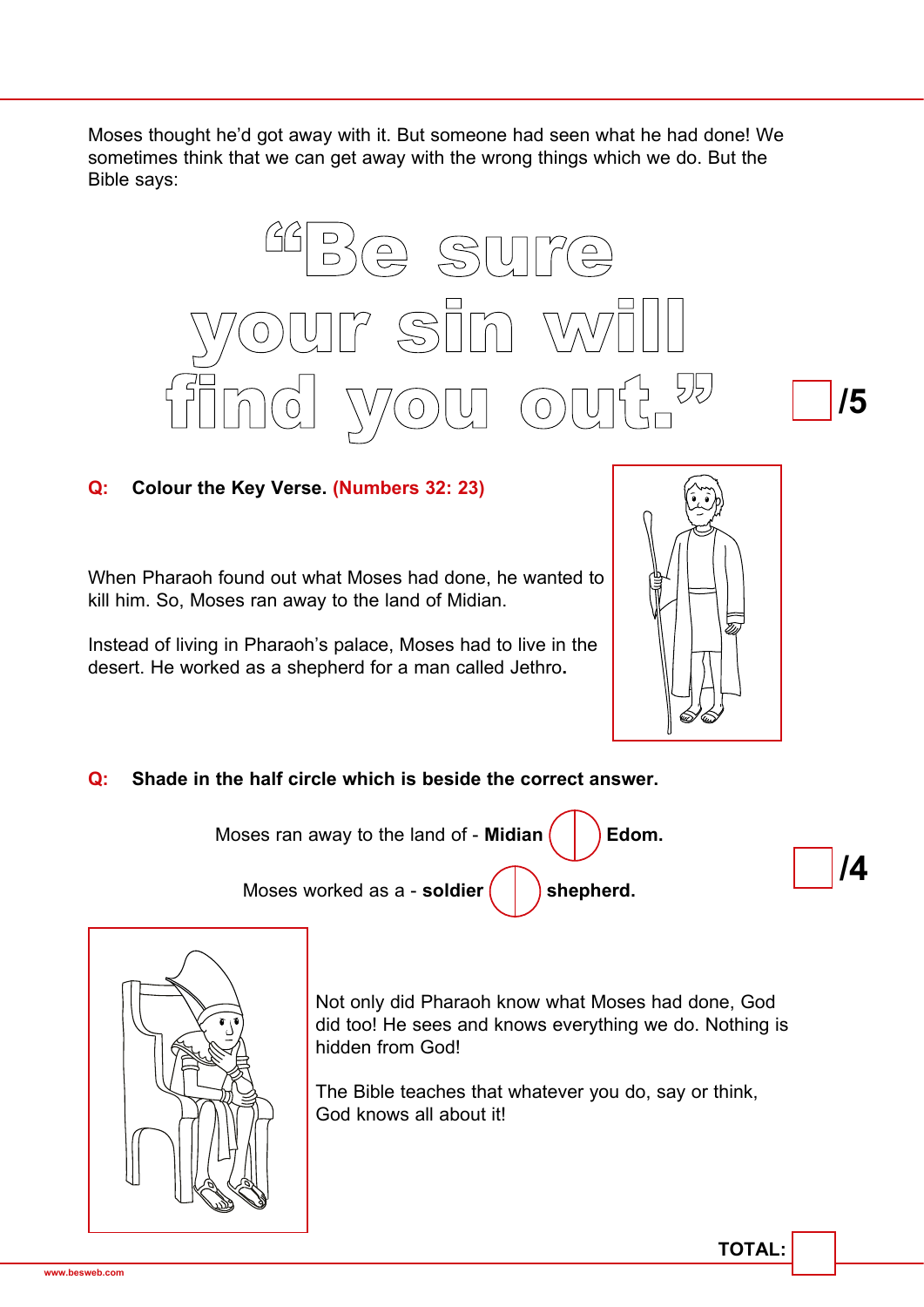Moses thought he'd got away with it. But someone had seen what he had done! We sometimes think that we can get away with the wrong things which we do. But the Bible says:

# "Be sure your sin will find you out."

/5

**Q: Colour the Key Verse. (Numbers 32: 23)**

When Pharaoh found out what Moses had done, he wanted to kill him. So, Moses ran away to the land of Midian.

Instead of living in Pharaoh's palace, Moses had to live in the desert. He worked as a shepherd for a man called Jethro**.**

**Q: Shade in the half circle which is beside the correct answer.**

Moses ran away to the land of - **Midian** ◯ **Edom.**

Moses worked as a - **soldier** ◯ **shepherd.**

/4

Not only did Pharaoh know what Moses had done, God did too! He sees and knows everything we do. Nothing is hidden from God!

The Bible teaches that whatever you do, say or think, God knows all about it!

**TOTAL:**

www.besweb.com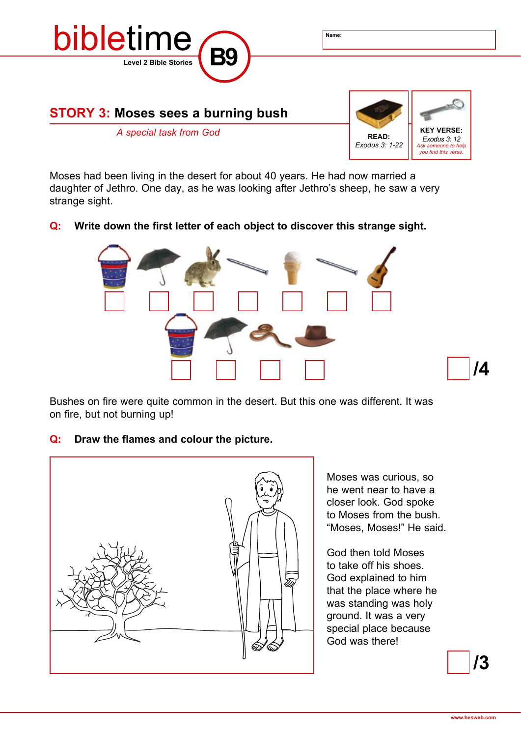# bibletime

Level 2 Bible Stories

**B9**

Name:

## STORY 3: Moses sees a burning bush

*A special task from God*

**READ:** *Exodus 3: 1-22*

**KEY VERSE:** *Exodus 3: 12*
*Ask someone to help you find this verse.*

Moses had been living in the desert for about 40 years. He had now married a daughter of Jethro. One day, as he was looking after Jethro's sheep, he saw a very strange sight.

**Q: Write down the first letter of each object to discover this strange sight.**

/4

Bushes on fire were quite common in the desert. But this one was different. It was on fire, but not burning up!

**Q: Draw the flames and colour the picture.**

Moses was curious, so he went near to have a closer look. God spoke to Moses from the bush. "Moses, Moses!" He said.

God then told Moses to take off his shoes. God explained to him that the place where he was standing was holy ground. It was a very special place because God was there!

/3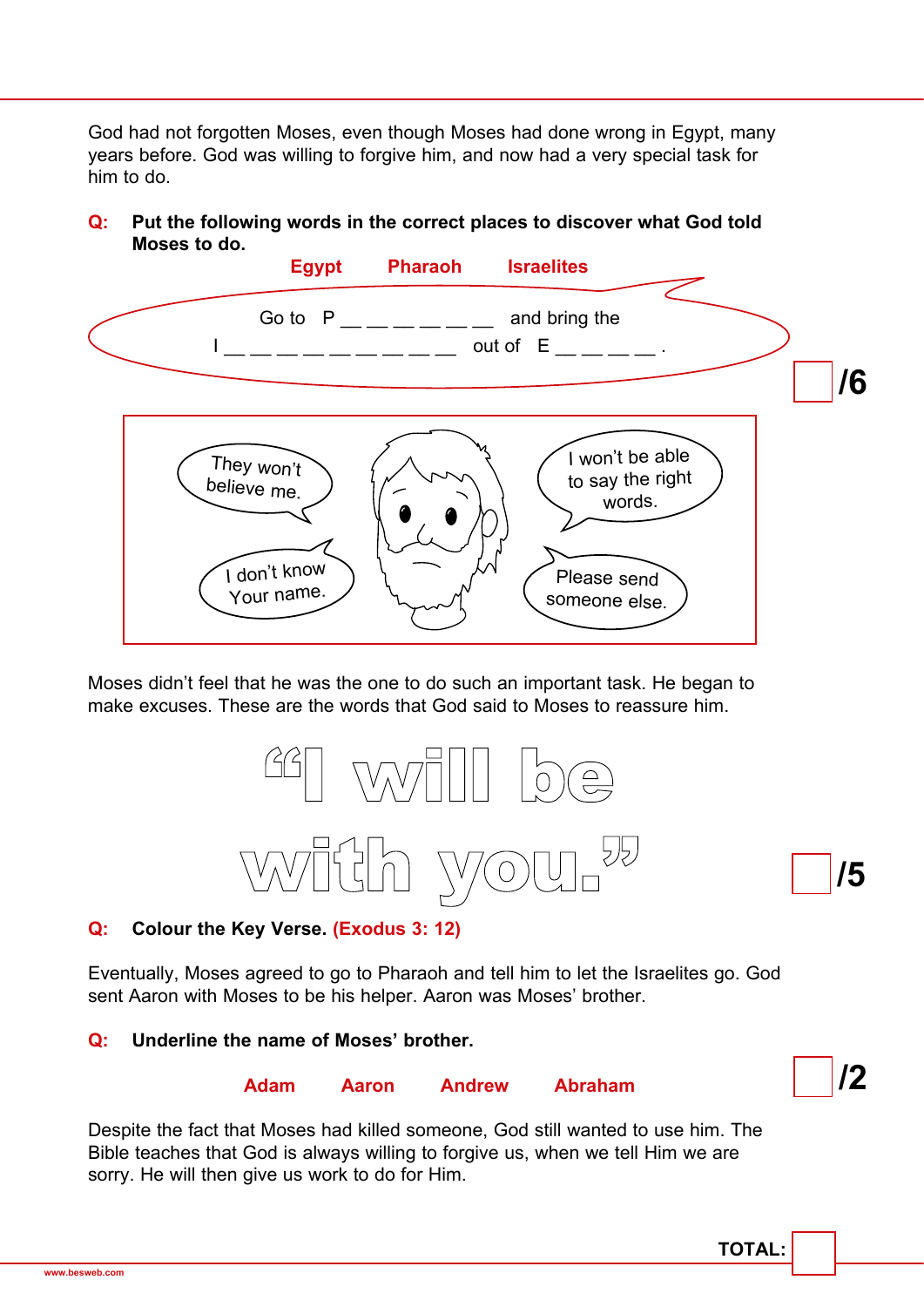God had not forgotten Moses, even though Moses had done wrong in Egypt, many years before. God was willing to forgive him, and now had a very special task for him to do.

**Q: Put the following words in the correct places to discover what God told Moses to do.**

**Egypt    Pharaoh    Israelites**

Go to P __ __ __ __ __ __ __ and bring the
I __ __ __ __ __ __ __ __ __ __ out of E __ __ __ __ __ .

/6

They won't believe me.

I won't be able to say the right words.

I don't know Your name.

Please send someone else.

Moses didn't feel that he was the one to do such an important task. He began to make excuses. These are the words that God said to Moses to reassure him.

"I will be with you."

/5

**Q: Colour the Key Verse. (Exodus 3: 12)**

Eventually, Moses agreed to go to Pharaoh and tell him to let the Israelites go. God sent Aaron with Moses to be his helper. Aaron was Moses' brother.

**Q: Underline the name of Moses' brother.**

**Adam    Aaron    Andrew    Abraham**

/2

Despite the fact that Moses had killed someone, God still wanted to use him. The Bible teaches that God is always willing to forgive us, when we tell Him we are sorry. He will then give us work to do for Him.

**TOTAL:**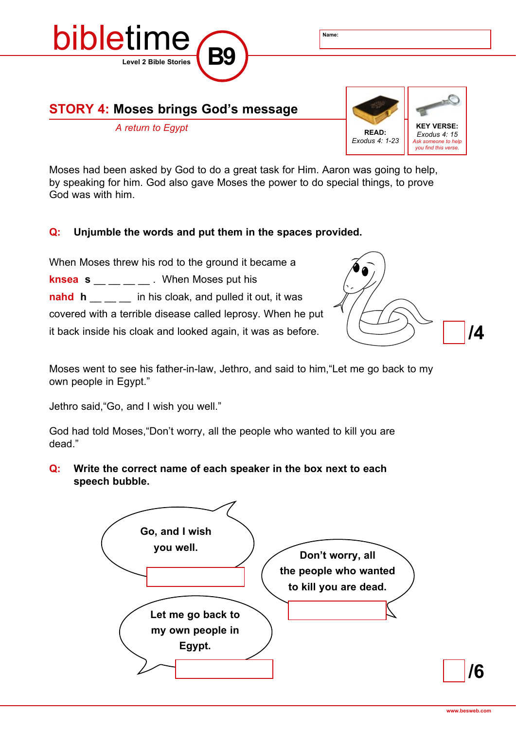# bibletime

Level 2 Bible Stories **B9**

Name:

## STORY 4: Moses brings God's message

*A return to Egypt*

**READ:** *Exodus 4: 1-23*

**KEY VERSE:** *Exodus 4: 15*
*Ask someone to help you find this verse.*

Moses had been asked by God to do a great task for Him. Aaron was going to help, by speaking for him. God also gave Moses the power to do special things, to prove God was with him.

**Q: Unjumble the words and put them in the spaces provided.**

When Moses threw his rod to the ground it became a **knsea** **s** __ __ __ __ . When Moses put his **nahd** **h** __ __ __ in his cloak, and pulled it out, it was covered with a terrible disease called leprosy. When he put it back inside his cloak and looked again, it was as before.

**/4**

Moses went to see his father-in-law, Jethro, and said to him,"Let me go back to my own people in Egypt."

Jethro said,"Go, and I wish you well."

God had told Moses,"Don't worry, all the people who wanted to kill you are dead."

**Q: Write the correct name of each speaker in the box next to each speech bubble.**

**Go, and I wish you well.** ____________

**Don't worry, all the people who wanted to kill you are dead.** ____________

**Let me go back to my own people in Egypt.** ____________

**/6**

www.besweb.com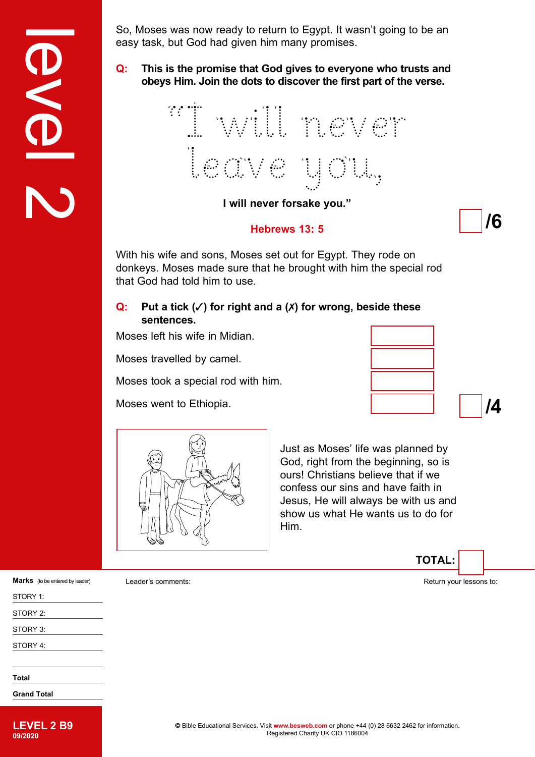level 2

So, Moses was now ready to return to Egypt. It wasn't going to be an easy task, but God had given him many promises.

**Q: This is the promise that God gives to everyone who trusts and obeys Him. Join the dots to discover the first part of the verse.**

"I will never leave you,

**I will never forsake you."**

**Hebrews 13: 5**

**/6**

With his wife and sons, Moses set out for Egypt. They rode on donkeys. Moses made sure that he brought with him the special rod that God had told him to use.

**Q: Put a tick (✓) for right and a (✗) for wrong, beside these sentences.**

| | |
|---|---|
| Moses left his wife in Midian. | |
| Moses travelled by camel. | |
| Moses took a special rod with him. | |
| Moses went to Ethiopia. | |

**/4**

Just as Moses' life was planned by God, right from the beginning, so is ours! Christians believe that if we confess our sins and have faith in Jesus, He will always be with us and show us what He wants us to do for Him.

**TOTAL:**

**Marks** (to be entered by leader)

STORY 1:

STORY 2:

STORY 3:

STORY 4:

**Total**

**Grand Total**

Leader's comments:

Return your lessons to:

**LEVEL 2 B9**
**09/2020**

© Bible Educational Services. Visit **www.besweb.com** or phone +44 (0) 28 6632 2462 for information.
Registered Charity UK CIO 1186004